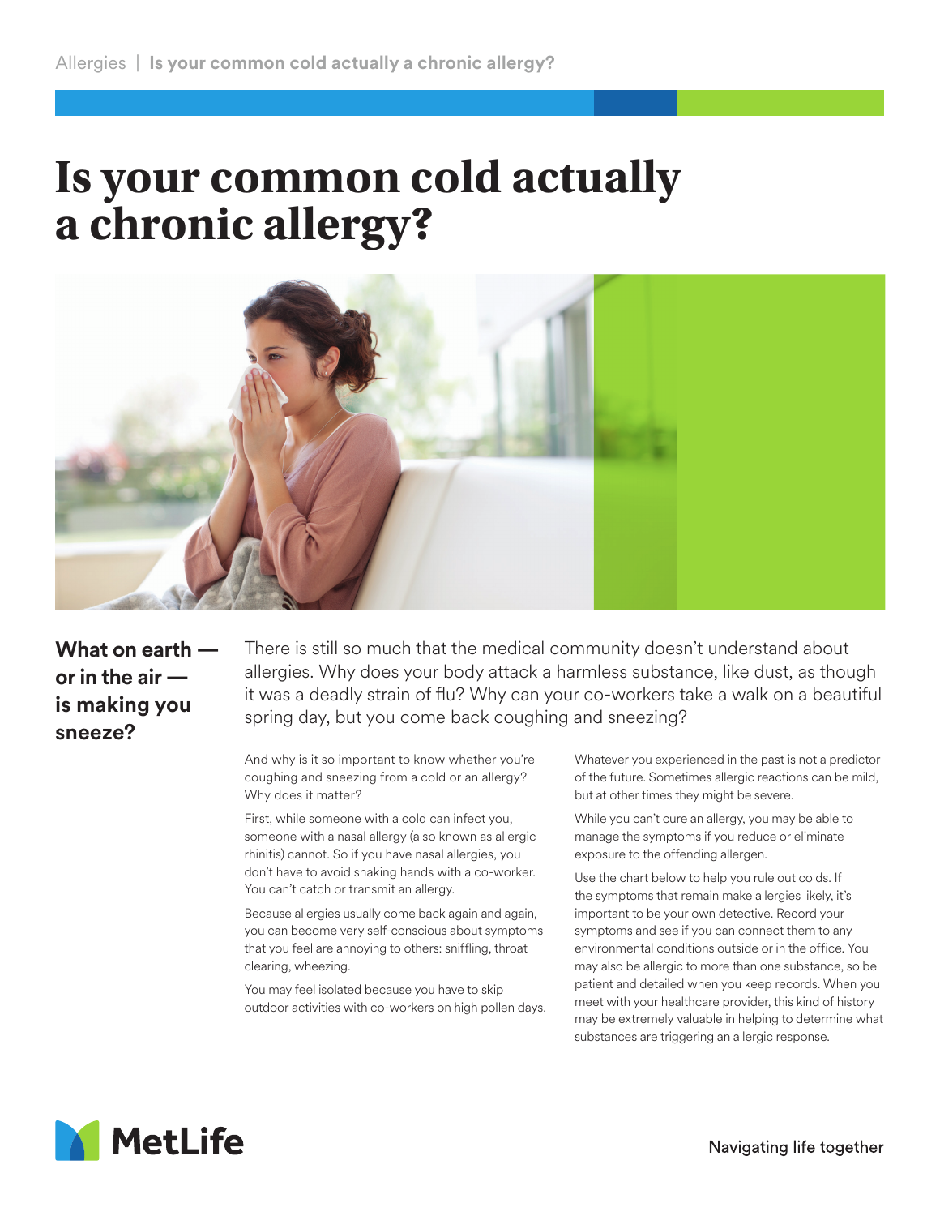# Is your common cold actually a chronic allergy?

## What on earth — or in the air — is making you sneeze?

There is still so much that the medical community doesn't understand about allergies. Why does your body attack a harmless substance, like dust, as though it was a deadly strain of flu? Why can your co-workers take a walk on a beautiful spring day, but you come back coughing and sneezing?

And why is it so important to know whether you're coughing and sneezing from a cold or an allergy? Why does it matter?

First, while someone with a cold can infect you, someone with a nasal allergy (also known as allergic rhinitis) cannot. So if you have nasal allergies, you don't have to avoid shaking hands with a co-worker. You can't catch or transmit an allergy.

Because allergies usually come back again and again, you can become very self-conscious about symptoms that you feel are annoying to others: sniffling, throat clearing, wheezing.

You may feel isolated because you have to skip outdoor activities with co-workers on high pollen days.

Whatever you experienced in the past is not a predictor of the future. Sometimes allergic reactions can be mild, but at other times they might be severe.

While you can't cure an allergy, you may be able to manage the symptoms if you reduce or eliminate exposure to the offending allergen.

Use the chart below to help you rule out colds. If the symptoms that remain make allergies likely, it's important to be your own detective. Record your symptoms and see if you can connect them to any environmental conditions outside or in the office. You may also be allergic to more than one substance, so be patient and detailed when you keep records. When you meet with your healthcare provider, this kind of history may be extremely valuable in helping to determine what substances are triggering an allergic response.

MetLife

Navigating life together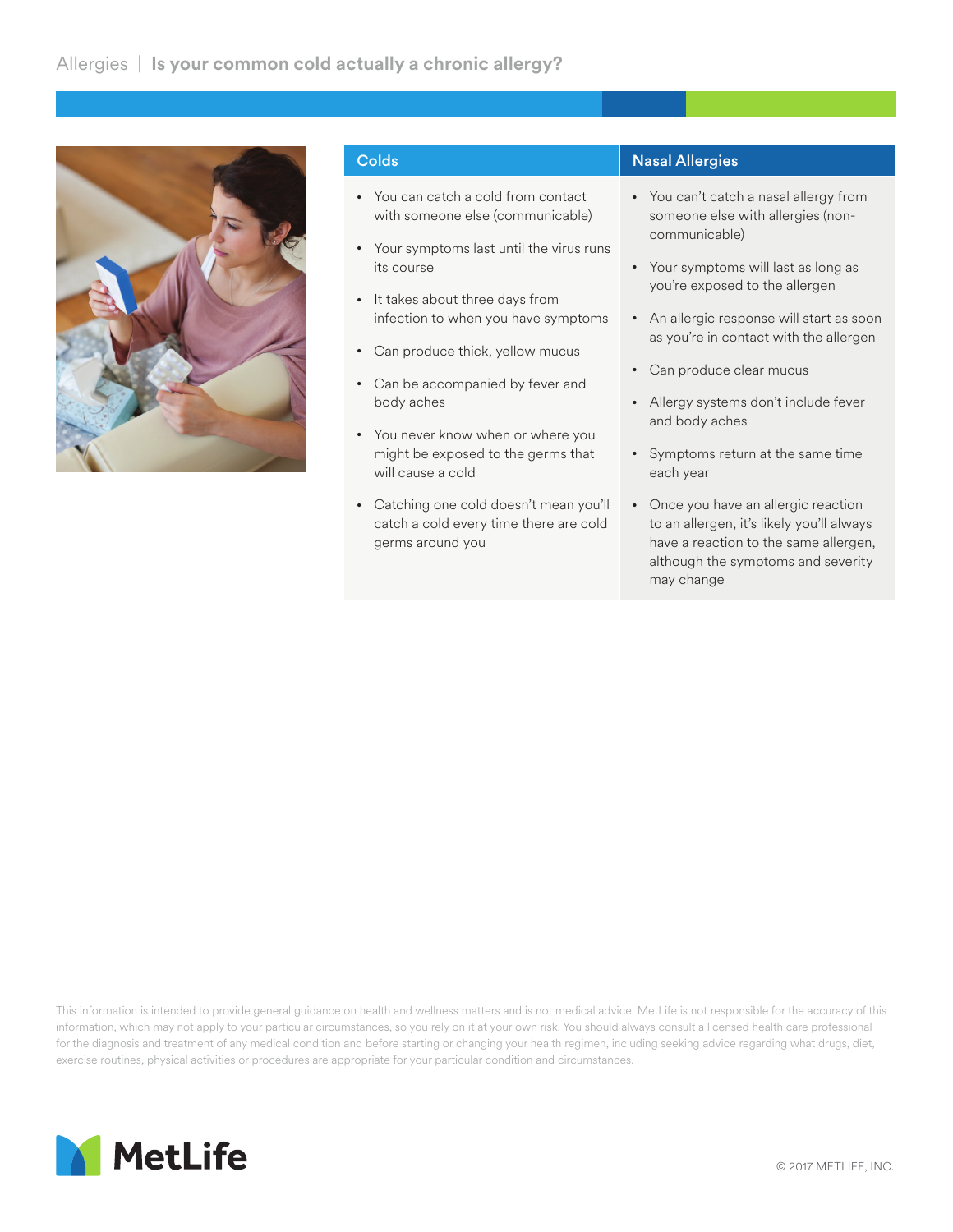| Colds | Nasal Allergies |
|---|---|
| • You can catch a cold from contact with someone else (communicable)<br>• Your symptoms last until the virus runs its course<br>• It takes about three days from infection to when you have symptoms<br>• Can produce thick, yellow mucus<br>• Can be accompanied by fever and body aches<br>• You never know when or where you might be exposed to the germs that will cause a cold<br>• Catching one cold doesn't mean you'll catch a cold every time there are cold germs around you | • You can't catch a nasal allergy from someone else with allergies (non-communicable)<br>• Your symptoms will last as long as you're exposed to the allergen<br>• An allergic response will start as soon as you're in contact with the allergen<br>• Can produce clear mucus<br>• Allergy systems don't include fever and body aches<br>• Symptoms return at the same time each year<br>• Once you have an allergic reaction to an allergen, it's likely you'll always have a reaction to the same allergen, although the symptoms and severity may change |

This information is intended to provide general guidance on health and wellness matters and is not medical advice. MetLife is not responsible for the accuracy of this information, which may not apply to your particular circumstances, so you rely on it at your own risk. You should always consult a licensed health care professional for the diagnosis and treatment of any medical condition and before starting or changing your health regimen, including seeking advice regarding what drugs, diet, exercise routines, physical activities or procedures are appropriate for your particular condition and circumstances.

MetLife

© 2017 METLIFE, INC.